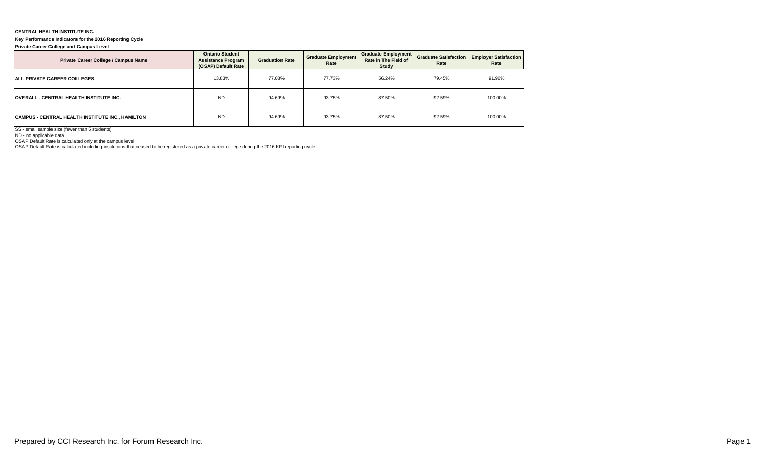**CENTRAL HEALTH INSTITUTE INC.**

**Key Performance Indicators for the 2016 Reporting Cycle**

**Private Career College and Campus Level**

| Private Career College / Campus Name | Ontario Student Assistance Program (OSAP) Default Rate | Graduation Rate | Graduate Employment Rate | Graduate Employment Rate in The Field of Study | Graduate Satisfaction Rate | Employer Satisfaction Rate |
|---|---|---|---|---|---|---|
| ALL PRIVATE CAREER COLLEGES | 13.83% | 77.08% | 77.73% | 56.24% | 79.45% | 91.90% |
| OVERALL - CENTRAL HEALTH INSTITUTE INC. | ND | 94.69% | 93.75% | 87.50% | 92.59% | 100.00% |
| CAMPUS - CENTRAL HEALTH INSTITUTE INC., HAMILTON | ND | 94.69% | 93.75% | 87.50% | 92.59% | 100.00% |

SS - small sample size (fewer than 5 students)

ND - no applicable data

OSAP Default Rate is calculated only at the campus level

OSAP Default Rate is calculated including institutions that ceased to be registered as a private career college during the 2016 KPI reporting cycle.

Prepared by CCI Research Inc. for Forum Research Inc.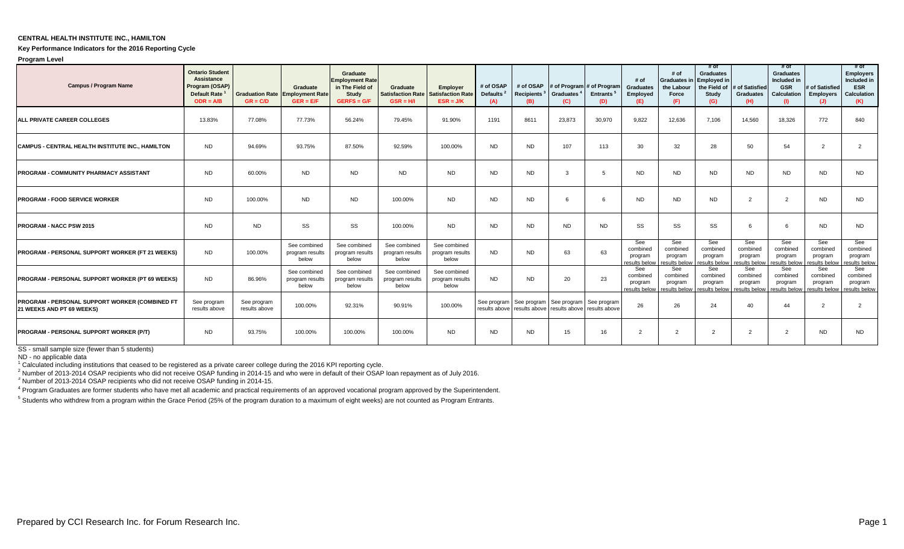**CENTRAL HEALTH INSTITUTE INC., HAMILTON**

**Key Performance Indicators for the 2016 Reporting Cycle**

**Program Level**

| Campus / Program Name | Ontario Student Assistance Program (OSAP) Default Rate [1] ODR = A/B | Graduation Rate GR = C/D | Graduate Employment Rate GER = E/F | Graduate Employment Rate in The Field of Study GERFS = G/F | Graduate Satisfaction Rate GSR = H/I | Employer Satisfaction Rate ESR = J/K | # of OSAP Defaults [2] (A) | # of OSAP Recipients [3] (B) | # of Program Graduates [4] (C) | # of Program Entrants [5] (D) | # of Graduates Employed (E) | # of Graduates in the Labour Force (F) | # of Graduates Employed in the Field of Study (G) | # of Satisfied Graduates (H) | # of Graduates Included in GSR Calculation (I) | # of Satisfied Employers (J) | # of Employers Included in ESR Calculation (K) |
|---|---|---|---|---|---|---|---|---|---|---|---|---|---|---|---|---|---|
| ALL PRIVATE CAREER COLLEGES | 13.83% | 77.08% | 77.73% | 56.24% | 79.45% | 91.90% | 1191 | 8611 | 23,873 | 30,970 | 9,822 | 12,636 | 7,106 | 14,560 | 18,326 | 772 | 840 |
| CAMPUS - CENTRAL HEALTH INSTITUTE INC., HAMILTON | ND | 94.69% | 93.75% | 87.50% | 92.59% | 100.00% | ND | ND | 107 | 113 | 30 | 32 | 28 | 50 | 54 | 2 | 2 |
| PROGRAM - COMMUNITY PHARMACY ASSISTANT | ND | 60.00% | ND | ND | ND | ND | ND | ND | 3 | 5 | ND | ND | ND | ND | ND | ND | ND |
| PROGRAM - FOOD SERVICE WORKER | ND | 100.00% | ND | ND | 100.00% | ND | ND | ND | 6 | 6 | ND | ND | ND | 2 | 2 | ND | ND |
| PROGRAM - NACC PSW 2015 | ND | ND | SS | SS | 100.00% | ND | ND | ND | ND | ND | SS | SS | SS | 6 | 6 | ND | ND |
| PROGRAM - PERSONAL SUPPORT WORKER (FT 21 WEEKS) | ND | 100.00% | See combined program results below | See combined program results below | See combined program results below | See combined program results below | ND | ND | 63 | 63 | See combined program results below | See combined program results below | See combined program results below | See combined program results below | See combined program results below | See combined program results below | See combined program results below |
| PROGRAM - PERSONAL SUPPORT WORKER (PT 69 WEEKS) | ND | 86.96% | See combined program results below | See combined program results below | See combined program results below | See combined program results below | ND | ND | 20 | 23 | See combined program results below | See combined program results below | See combined program results below | See combined program results below | See combined program results below | See combined program results below | See combined program results below |
| PROGRAM - PERSONAL SUPPORT WORKER (COMBINED FT 21 WEEKS AND PT 69 WEEKS) | See program results above | See program results above | 100.00% | 92.31% | 90.91% | 100.00% | See program results above | See program results above | See program results above | See program results above | 26 | 26 | 24 | 40 | 44 | 2 | 2 |
| PROGRAM - PERSONAL SUPPORT WORKER (P/T) | ND | 93.75% | 100.00% | 100.00% | 100.00% | ND | ND | ND | 15 | 16 | 2 | 2 | 2 | 2 | 2 | ND | ND |

SS - small sample size (fewer than 5 students)

ND - no applicable data

[1] Calculated including institutions that ceased to be registered as a private career college during the 2016 KPI reporting cycle.

[2] Number of 2013-2014 OSAP recipients who did not receive OSAP funding in 2014-15 and who were in default of their OSAP loan repayment as of July 2016.

[3] Number of 2013-2014 OSAP recipients who did not receive OSAP funding in 2014-15.

[4] Program Graduates are former students who have met all academic and practical requirements of an approved vocational program approved by the Superintendent.

[5] Students who withdrew from a program within the Grace Period (25% of the program duration to a maximum of eight weeks) are not counted as Program Entrants.

Prepared by CCI Research Inc. for Forum Research Inc.